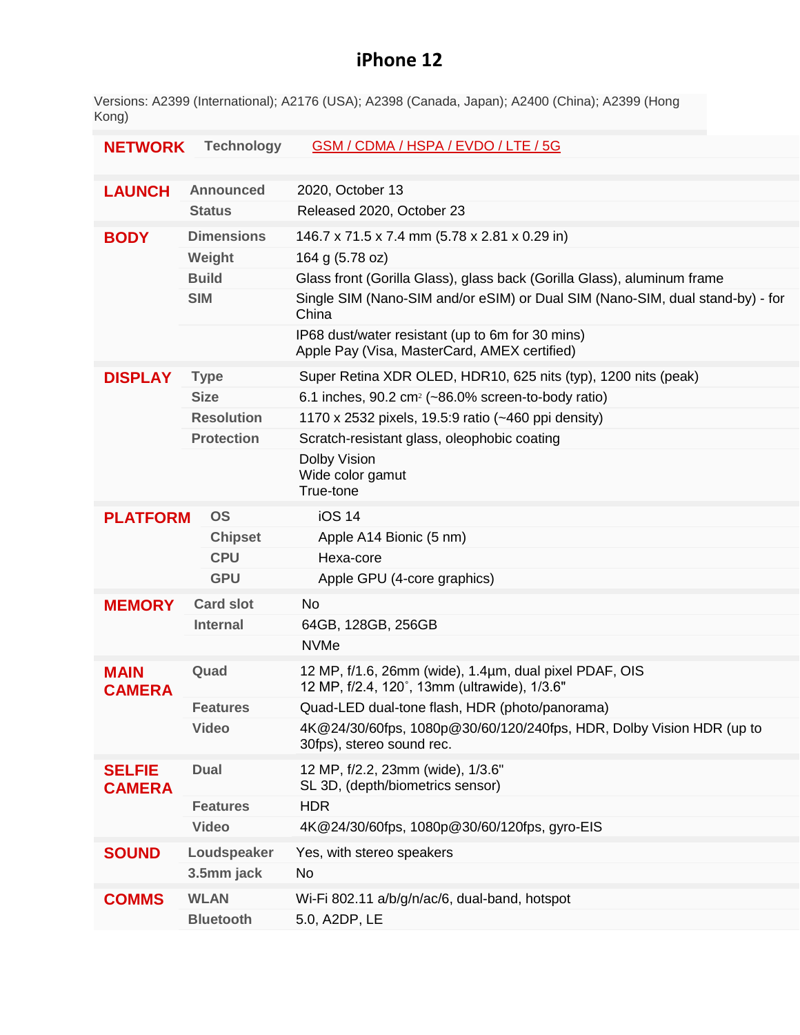# iPhone 12

Versions: A2399 (International); A2176 (USA); A2398 (Canada, Japan); A2400 (China); A2399 (Hong Kong)

| | | |
|---|---|---|
| **NETWORK** | **Technology** | GSM / CDMA / HSPA / EVDO / LTE / 5G |
| **LAUNCH** | **Announced** | 2020, October 13 |
| | **Status** | Released 2020, October 23 |
| **BODY** | **Dimensions** | 146.7 x 71.5 x 7.4 mm (5.78 x 2.81 x 0.29 in) |
| | **Weight** | 164 g (5.78 oz) |
| | **Build** | Glass front (Gorilla Glass), glass back (Gorilla Glass), aluminum frame |
| | **SIM** | Single SIM (Nano-SIM and/or eSIM) or Dual SIM (Nano-SIM, dual stand-by) - for China |
| | | IP68 dust/water resistant (up to 6m for 30 mins)<br>Apple Pay (Visa, MasterCard, AMEX certified) |
| **DISPLAY** | **Type** | Super Retina XDR OLED, HDR10, 625 nits (typ), 1200 nits (peak) |
| | **Size** | 6.1 inches, 90.2 $cm^2$ (~86.0% screen-to-body ratio) |
| | **Resolution** | 1170 x 2532 pixels, 19.5:9 ratio (~460 ppi density) |
| | **Protection** | Scratch-resistant glass, oleophobic coating |
| | | Dolby Vision<br>Wide color gamut<br>True-tone |
| **PLATFORM** | **OS** | iOS 14 |
| | **Chipset** | Apple A14 Bionic (5 nm) |
| | **CPU** | Hexa-core |
| | **GPU** | Apple GPU (4-core graphics) |
| **MEMORY** | **Card slot** | No |
| | **Internal** | 64GB, 128GB, 256GB |
| | | NVMe |
| **MAIN CAMERA** | **Quad** | 12 MP, f/1.6, 26mm (wide), 1.4µm, dual pixel PDAF, OIS<br>12 MP, f/2.4, 120˚, 13mm (ultrawide), 1/3.6" |
| | **Features** | Quad-LED dual-tone flash, HDR (photo/panorama) |
| | **Video** | 4K@24/30/60fps, 1080p@30/60/120/240fps, HDR, Dolby Vision HDR (up to 30fps), stereo sound rec. |
| **SELFIE CAMERA** | **Dual** | 12 MP, f/2.2, 23mm (wide), 1/3.6"<br>SL 3D, (depth/biometrics sensor) |
| | **Features** | HDR |
| | **Video** | 4K@24/30/60fps, 1080p@30/60/120fps, gyro-EIS |
| **SOUND** | **Loudspeaker** | Yes, with stereo speakers |
| | **3.5mm jack** | No |
| **COMMS** | **WLAN** | Wi-Fi 802.11 a/b/g/n/ac/6, dual-band, hotspot |
| | **Bluetooth** | 5.0, A2DP, LE |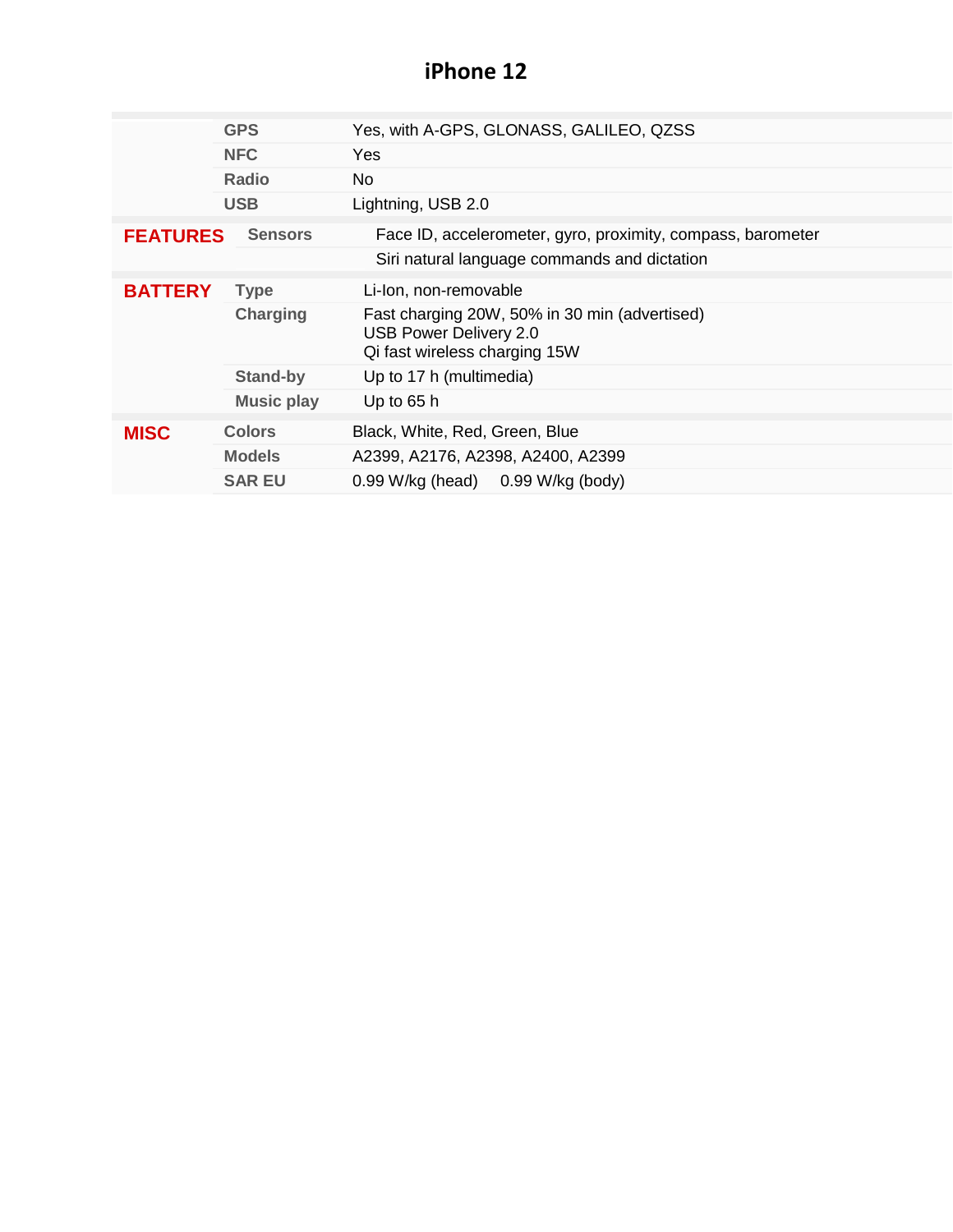# iPhone 12

| | | |
|---|---|---|
| | **GPS** | Yes, with A-GPS, GLONASS, GALILEO, QZSS |
| | **NFC** | Yes |
| | **Radio** | No |
| | **USB** | Lightning, USB 2.0 |
| **FEATURES** | **Sensors** | Face ID, accelerometer, gyro, proximity, compass, barometer |
| | | Siri natural language commands and dictation |
| **BATTERY** | **Type** | Li-Ion, non-removable |
| | **Charging** | Fast charging 20W, 50% in 30 min (advertised)<br>USB Power Delivery 2.0<br>Qi fast wireless charging 15W |
| | **Stand-by** | Up to 17 h (multimedia) |
| | **Music play** | Up to 65 h |
| **MISC** | **Colors** | Black, White, Red, Green, Blue |
| | **Models** | A2399, A2176, A2398, A2400, A2399 |
| | **SAR EU** | 0.99 W/kg (head)     0.99 W/kg (body) |